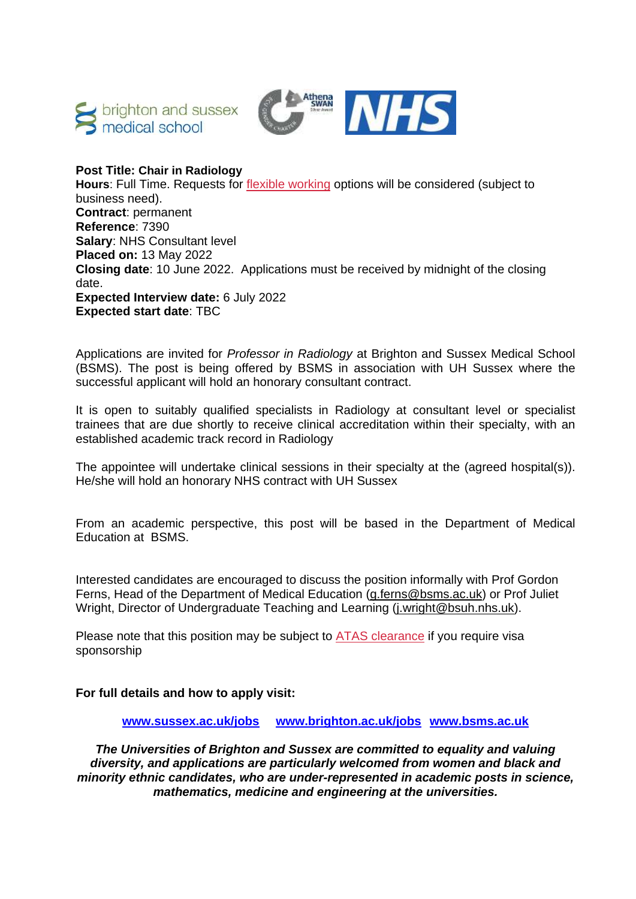**Post Title: Chair in Radiology**
**Hours**: Full Time. Requests for flexible working options will be considered (subject to business need).
**Contract**: permanent
**Reference**: 7390
**Salary**: NHS Consultant level
**Placed on:** 13 May 2022
**Closing date**: 10 June 2022. Applications must be received by midnight of the closing date.
**Expected Interview date:** 6 July 2022
**Expected start date**: TBC

Applications are invited for *Professor in Radiology* at Brighton and Sussex Medical School (BSMS). The post is being offered by BSMS in association with UH Sussex where the successful applicant will hold an honorary consultant contract.

It is open to suitably qualified specialists in Radiology at consultant level or specialist trainees that are due shortly to receive clinical accreditation within their specialty, with an established academic track record in Radiology

The appointee will undertake clinical sessions in their specialty at the (agreed hospital(s)). He/she will hold an honorary NHS contract with UH Sussex

From an academic perspective, this post will be based in the Department of Medical Education at BSMS.

Interested candidates are encouraged to discuss the position informally with Prof Gordon Ferns, Head of the Department of Medical Education (g.ferns@bsms.ac.uk) or Prof Juliet Wright, Director of Undergraduate Teaching and Learning (j.wright@bsuh.nhs.uk).

Please note that this position may be subject to ATAS clearance if you require visa sponsorship

**For full details and how to apply visit:**

**www.sussex.ac.uk/jobs www.brighton.ac.uk/jobs www.bsms.ac.uk**

***The Universities of Brighton and Sussex are committed to equality and valuing diversity, and applications are particularly welcomed from women and black and minority ethnic candidates, who are under-represented in academic posts in science, mathematics, medicine and engineering at the universities.***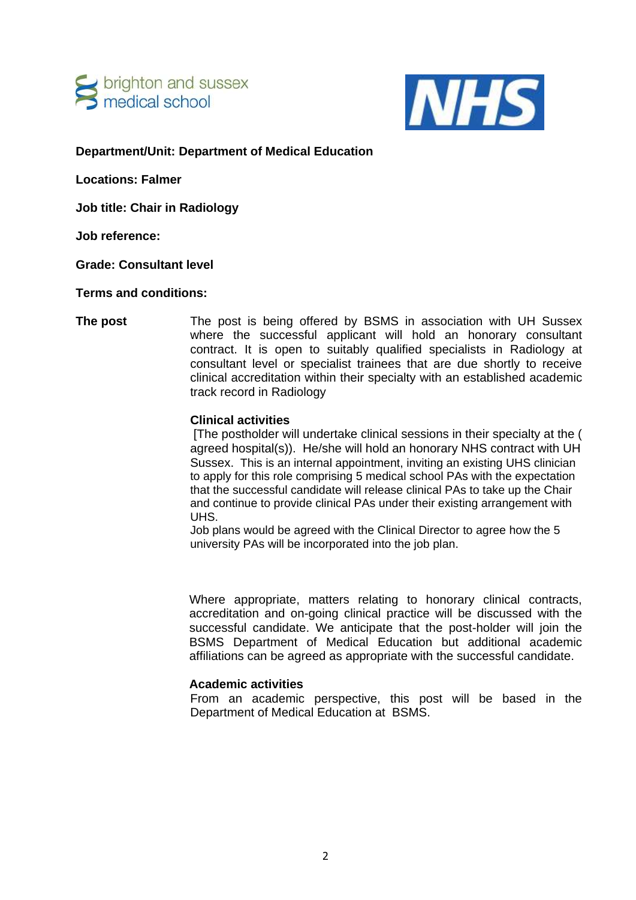**Department/Unit: Department of Medical Education**

**Locations: Falmer**

**Job title: Chair in Radiology**

**Job reference:**

**Grade: Consultant level**

**Terms and conditions:**

**The post**

The post is being offered by BSMS in association with UH Sussex where the successful applicant will hold an honorary consultant contract. It is open to suitably qualified specialists in Radiology at consultant level or specialist trainees that are due shortly to receive clinical accreditation within their specialty with an established academic track record in Radiology

**Clinical activities**

[The postholder will undertake clinical sessions in their specialty at the ( agreed hospital(s)). He/she will hold an honorary NHS contract with UH Sussex. This is an internal appointment, inviting an existing UHS clinician to apply for this role comprising 5 medical school PAs with the expectation that the successful candidate will release clinical PAs to take up the Chair and continue to provide clinical PAs under their existing arrangement with UHS.

Job plans would be agreed with the Clinical Director to agree how the 5 university PAs will be incorporated into the job plan.

Where appropriate, matters relating to honorary clinical contracts, accreditation and on-going clinical practice will be discussed with the successful candidate. We anticipate that the post-holder will join the BSMS Department of Medical Education but additional academic affiliations can be agreed as appropriate with the successful candidate.

**Academic activities**

From an academic perspective, this post will be based in the Department of Medical Education at BSMS.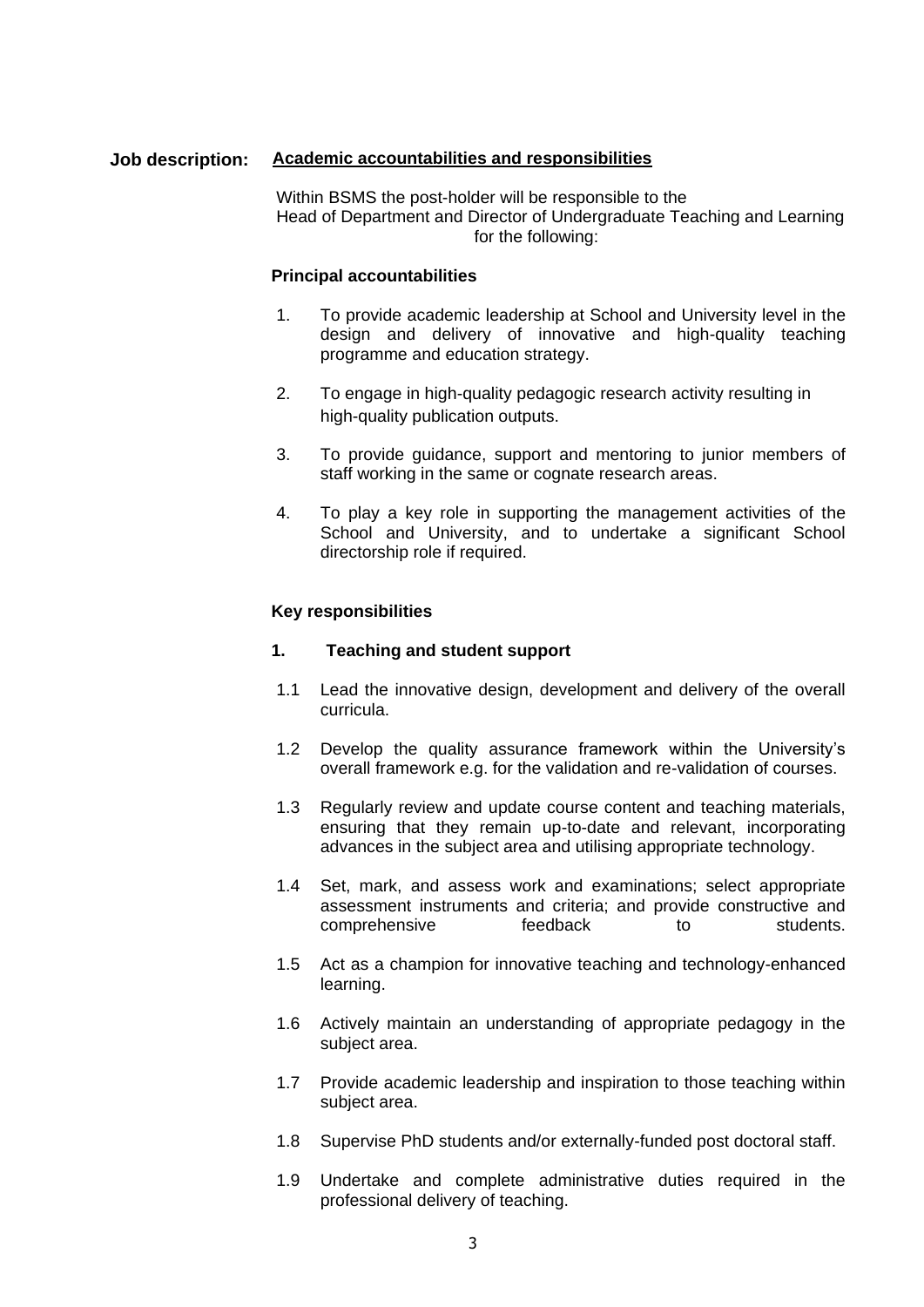**Job description:** **<u>Academic accountabilities and responsibilities</u>**

Within BSMS the post-holder will be responsible to the Head of Department and Director of Undergraduate Teaching and Learning for the following:

**Principal accountabilities**

1. To provide academic leadership at School and University level in the design and delivery of innovative and high-quality teaching programme and education strategy.

2. To engage in high-quality pedagogic research activity resulting in high-quality publication outputs.

3. To provide guidance, support and mentoring to junior members of staff working in the same or cognate research areas.

4. To play a key role in supporting the management activities of the School and University, and to undertake a significant School directorship role if required.

**Key responsibilities**

**1. Teaching and student support**

1.1 Lead the innovative design, development and delivery of the overall curricula.

1.2 Develop the quality assurance framework within the University's overall framework e.g. for the validation and re-validation of courses.

1.3 Regularly review and update course content and teaching materials, ensuring that they remain up-to-date and relevant, incorporating advances in the subject area and utilising appropriate technology.

1.4 Set, mark, and assess work and examinations; select appropriate assessment instruments and criteria; and provide constructive and comprehensive feedback to students.

1.5 Act as a champion for innovative teaching and technology-enhanced learning.

1.6 Actively maintain an understanding of appropriate pedagogy in the subject area.

1.7 Provide academic leadership and inspiration to those teaching within subject area.

1.8 Supervise PhD students and/or externally-funded post doctoral staff.

1.9 Undertake and complete administrative duties required in the professional delivery of teaching.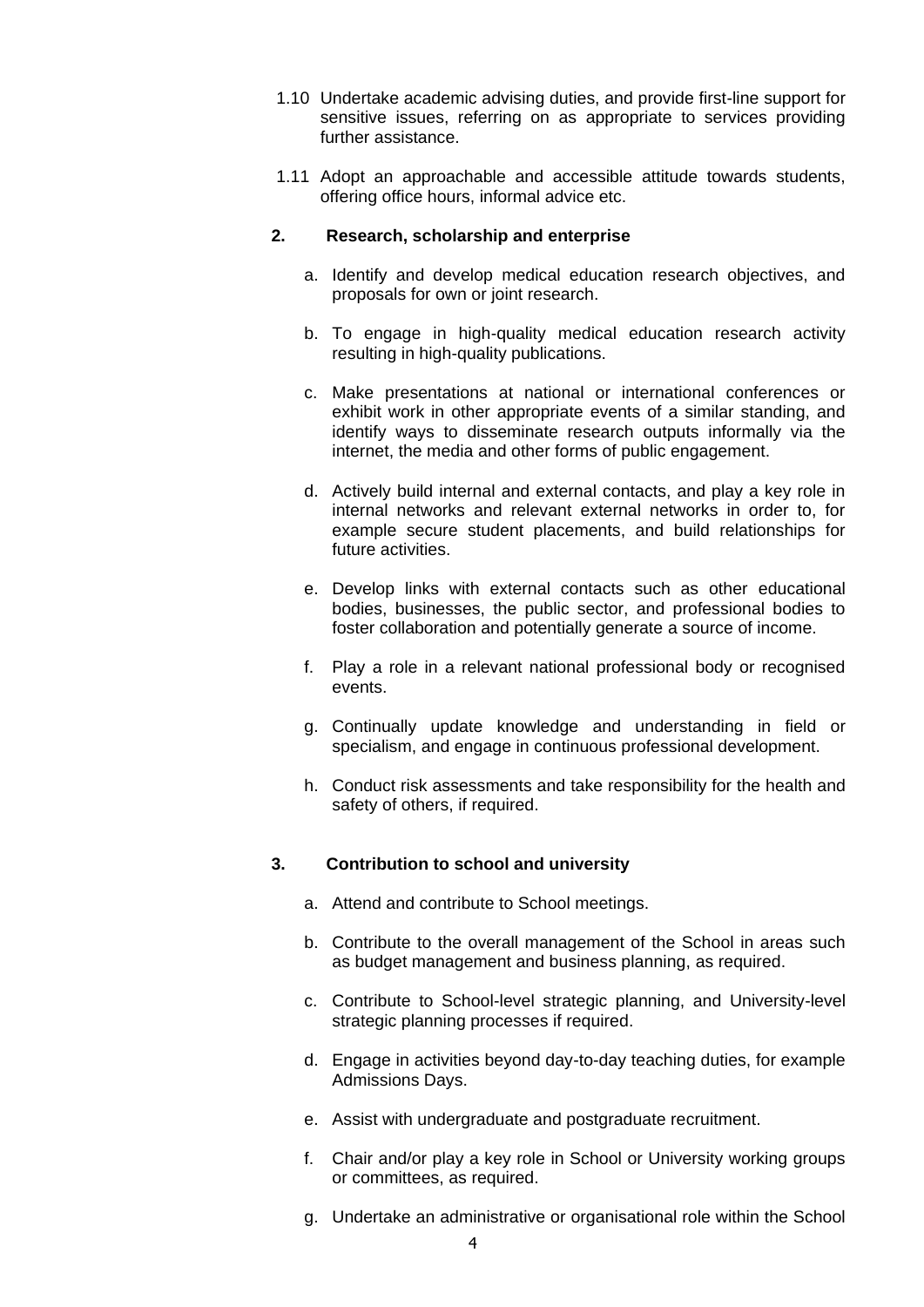1.10 Undertake academic advising duties, and provide first-line support for sensitive issues, referring on as appropriate to services providing further assistance.

1.11 Adopt an approachable and accessible attitude towards students, offering office hours, informal advice etc.

**2. Research, scholarship and enterprise**

a. Identify and develop medical education research objectives, and proposals for own or joint research.

b. To engage in high-quality medical education research activity resulting in high-quality publications.

c. Make presentations at national or international conferences or exhibit work in other appropriate events of a similar standing, and identify ways to disseminate research outputs informally via the internet, the media and other forms of public engagement.

d. Actively build internal and external contacts, and play a key role in internal networks and relevant external networks in order to, for example secure student placements, and build relationships for future activities.

e. Develop links with external contacts such as other educational bodies, businesses, the public sector, and professional bodies to foster collaboration and potentially generate a source of income.

f. Play a role in a relevant national professional body or recognised events.

g. Continually update knowledge and understanding in field or specialism, and engage in continuous professional development.

h. Conduct risk assessments and take responsibility for the health and safety of others, if required.

**3. Contribution to school and university**

a. Attend and contribute to School meetings.

b. Contribute to the overall management of the School in areas such as budget management and business planning, as required.

c. Contribute to School-level strategic planning, and University-level strategic planning processes if required.

d. Engage in activities beyond day-to-day teaching duties, for example Admissions Days.

e. Assist with undergraduate and postgraduate recruitment.

f. Chair and/or play a key role in School or University working groups or committees, as required.

g. Undertake an administrative or organisational role within the School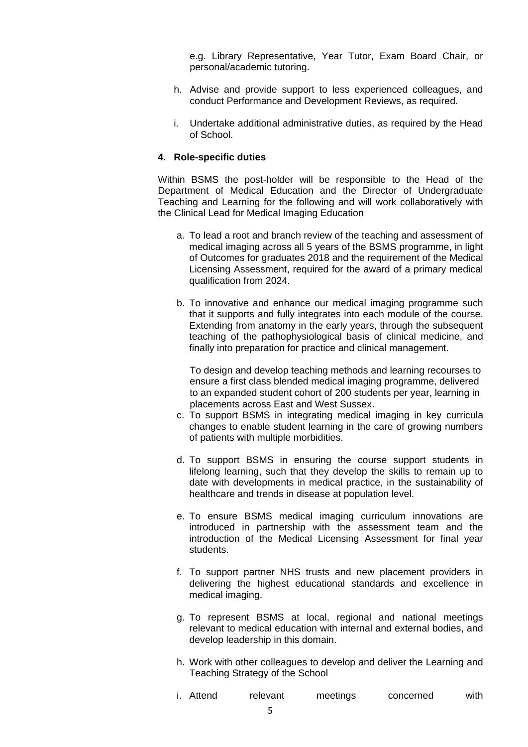e.g. Library Representative, Year Tutor, Exam Board Chair, or personal/academic tutoring.

h. Advise and provide support to less experienced colleagues, and conduct Performance and Development Reviews, as required.

i. Undertake additional administrative duties, as required by the Head of School.

**4. Role-specific duties**

Within BSMS the post-holder will be responsible to the Head of the Department of Medical Education and the Director of Undergraduate Teaching and Learning for the following and will work collaboratively with the Clinical Lead for Medical Imaging Education

a. To lead a root and branch review of the teaching and assessment of medical imaging across all 5 years of the BSMS programme, in light of Outcomes for graduates 2018 and the requirement of the Medical Licensing Assessment, required for the award of a primary medical qualification from 2024.

b. To innovative and enhance our medical imaging programme such that it supports and fully integrates into each module of the course. Extending from anatomy in the early years, through the subsequent teaching of the pathophysiological basis of clinical medicine, and finally into preparation for practice and clinical management.

   To design and develop teaching methods and learning recourses to ensure a first class blended medical imaging programme, delivered to an expanded student cohort of 200 students per year, learning in placements across East and West Sussex.

c. To support BSMS in integrating medical imaging in key curricula changes to enable student learning in the care of growing numbers of patients with multiple morbidities.

d. To support BSMS in ensuring the course support students in lifelong learning, such that they develop the skills to remain up to date with developments in medical practice, in the sustainability of healthcare and trends in disease at population level.

e. To ensure BSMS medical imaging curriculum innovations are introduced in partnership with the assessment team and the introduction of the Medical Licensing Assessment for final year students.

f. To support partner NHS trusts and new placement providers in delivering the highest educational standards and excellence in medical imaging.

g. To represent BSMS at local, regional and national meetings relevant to medical education with internal and external bodies, and develop leadership in this domain.

h. Work with other colleagues to develop and deliver the Learning and Teaching Strategy of the School

i. Attend relevant meetings concerned with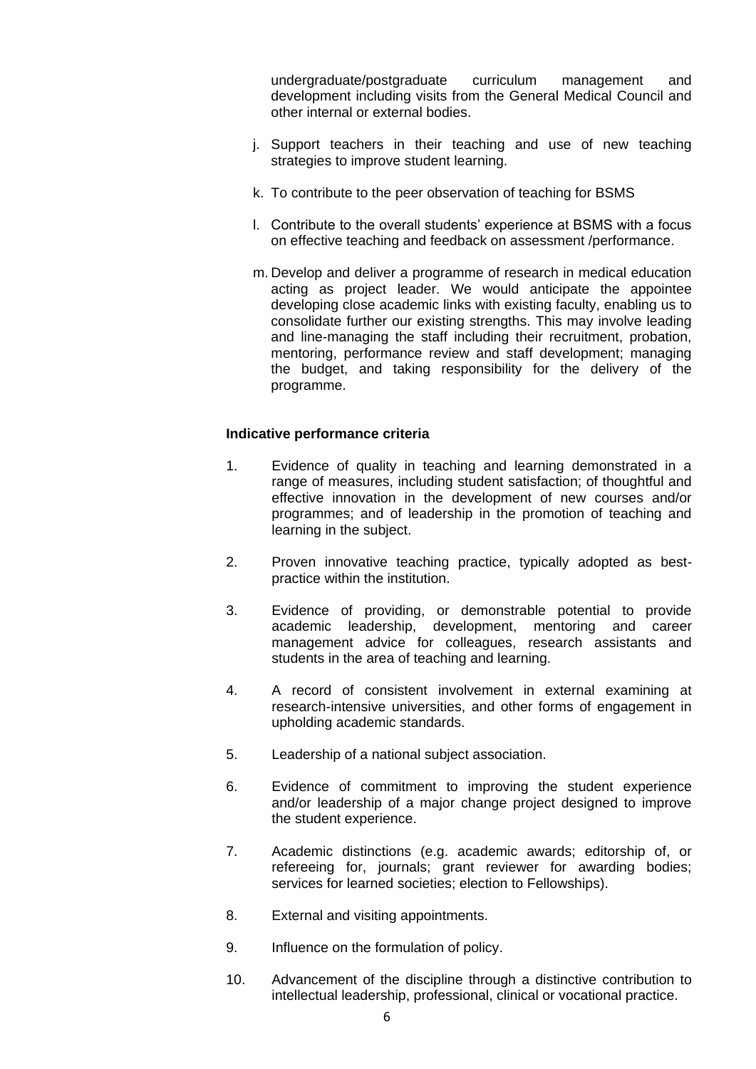undergraduate/postgraduate curriculum management and development including visits from the General Medical Council and other internal or external bodies.

j. Support teachers in their teaching and use of new teaching strategies to improve student learning.

k. To contribute to the peer observation of teaching for BSMS

l. Contribute to the overall students' experience at BSMS with a focus on effective teaching and feedback on assessment /performance.

m. Develop and deliver a programme of research in medical education acting as project leader. We would anticipate the appointee developing close academic links with existing faculty, enabling us to consolidate further our existing strengths. This may involve leading and line-managing the staff including their recruitment, probation, mentoring, performance review and staff development; managing the budget, and taking responsibility for the delivery of the programme.

**Indicative performance criteria**

1. Evidence of quality in teaching and learning demonstrated in a range of measures, including student satisfaction; of thoughtful and effective innovation in the development of new courses and/or programmes; and of leadership in the promotion of teaching and learning in the subject.

2. Proven innovative teaching practice, typically adopted as best-practice within the institution.

3. Evidence of providing, or demonstrable potential to provide academic leadership, development, mentoring and career management advice for colleagues, research assistants and students in the area of teaching and learning.

4. A record of consistent involvement in external examining at research-intensive universities, and other forms of engagement in upholding academic standards.

5. Leadership of a national subject association.

6. Evidence of commitment to improving the student experience and/or leadership of a major change project designed to improve the student experience.

7. Academic distinctions (e.g. academic awards; editorship of, or refereeing for, journals; grant reviewer for awarding bodies; services for learned societies; election to Fellowships).

8. External and visiting appointments.

9. Influence on the formulation of policy.

10. Advancement of the discipline through a distinctive contribution to intellectual leadership, professional, clinical or vocational practice.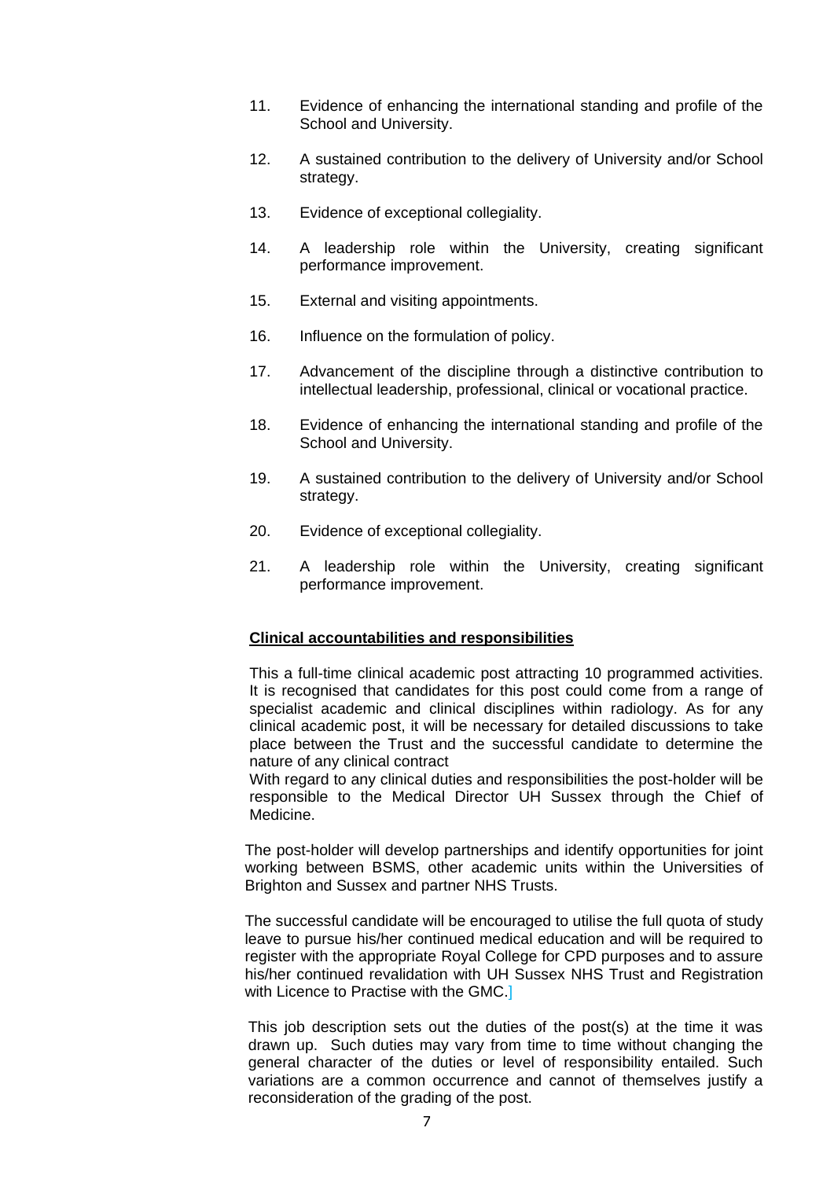11. Evidence of enhancing the international standing and profile of the School and University.

12. A sustained contribution to the delivery of University and/or School strategy.

13. Evidence of exceptional collegiality.

14. A leadership role within the University, creating significant performance improvement.

15. External and visiting appointments.

16. Influence on the formulation of policy.

17. Advancement of the discipline through a distinctive contribution to intellectual leadership, professional, clinical or vocational practice.

18. Evidence of enhancing the international standing and profile of the School and University.

19. A sustained contribution to the delivery of University and/or School strategy.

20. Evidence of exceptional collegiality.

21. A leadership role within the University, creating significant performance improvement.

**Clinical accountabilities and responsibilities**

This a full-time clinical academic post attracting 10 programmed activities. It is recognised that candidates for this post could come from a range of specialist academic and clinical disciplines within radiology. As for any clinical academic post, it will be necessary for detailed discussions to take place between the Trust and the successful candidate to determine the nature of any clinical contract

With regard to any clinical duties and responsibilities the post-holder will be responsible to the Medical Director UH Sussex through the Chief of Medicine.

The post-holder will develop partnerships and identify opportunities for joint working between BSMS, other academic units within the Universities of Brighton and Sussex and partner NHS Trusts.

The successful candidate will be encouraged to utilise the full quota of study leave to pursue his/her continued medical education and will be required to register with the appropriate Royal College for CPD purposes and to assure his/her continued revalidation with UH Sussex NHS Trust and Registration with Licence to Practise with the GMC.]

This job description sets out the duties of the post(s) at the time it was drawn up. Such duties may vary from time to time without changing the general character of the duties or level of responsibility entailed. Such variations are a common occurrence and cannot of themselves justify a reconsideration of the grading of the post.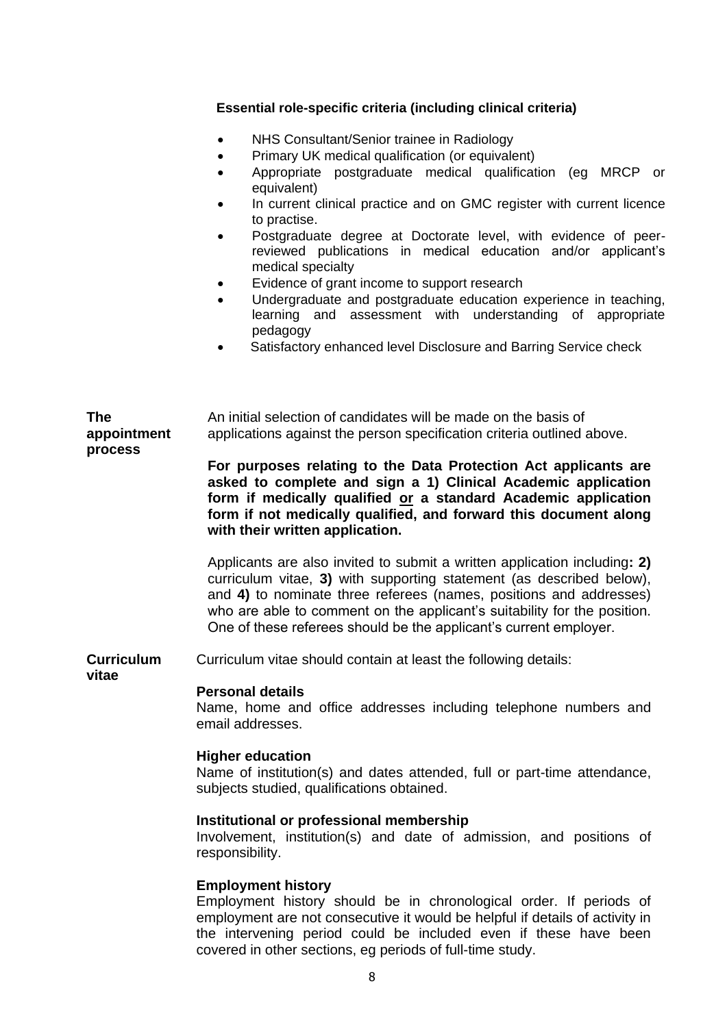**Essential role-specific criteria (including clinical criteria)**

- NHS Consultant/Senior trainee in Radiology
- Primary UK medical qualification (or equivalent)
- Appropriate postgraduate medical qualification (eg MRCP or equivalent)
- In current clinical practice and on GMC register with current licence to practise.
- Postgraduate degree at Doctorate level, with evidence of peer-reviewed publications in medical education and/or applicant's medical specialty
- Evidence of grant income to support research
- Undergraduate and postgraduate education experience in teaching, learning and assessment with understanding of appropriate pedagogy
- Satisfactory enhanced level Disclosure and Barring Service check

**The appointment process**

An initial selection of candidates will be made on the basis of applications against the person specification criteria outlined above.

**For purposes relating to the Data Protection Act applicants are asked to complete and sign a 1) Clinical Academic application form if medically qualified <u>or</u> a standard Academic application form if not medically qualified, and forward this document along with their written application.**

Applicants are also invited to submit a written application including**: 2)** curriculum vitae, **3)** with supporting statement (as described below), and **4)** to nominate three referees (names, positions and addresses) who are able to comment on the applicant's suitability for the position. One of these referees should be the applicant's current employer.

**Curriculum vitae**

Curriculum vitae should contain at least the following details:

**Personal details**
Name, home and office addresses including telephone numbers and email addresses.

**Higher education**
Name of institution(s) and dates attended, full or part-time attendance, subjects studied, qualifications obtained.

**Institutional or professional membership**
Involvement, institution(s) and date of admission, and positions of responsibility.

**Employment history**
Employment history should be in chronological order. If periods of employment are not consecutive it would be helpful if details of activity in the intervening period could be included even if these have been covered in other sections, eg periods of full-time study.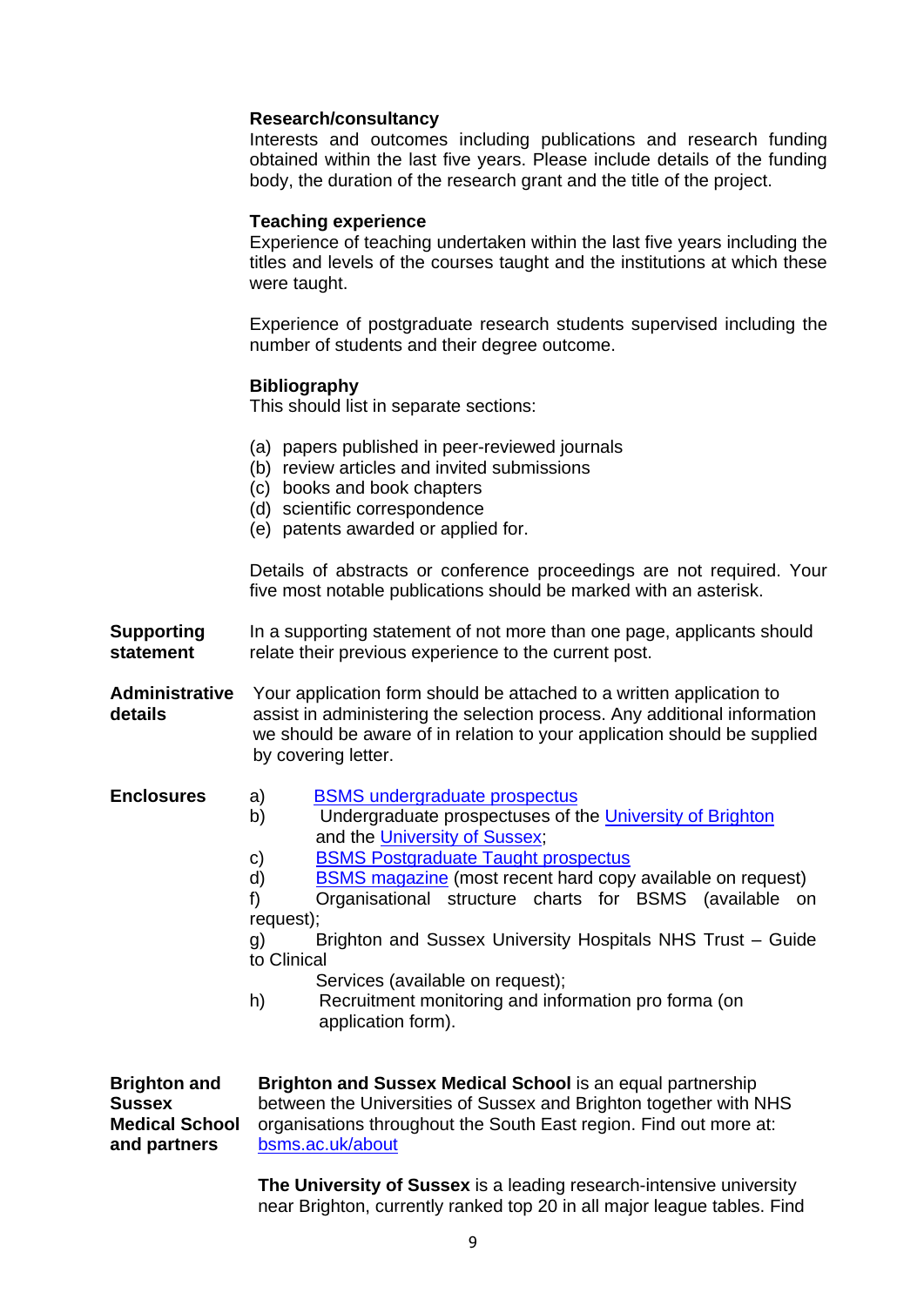**Research/consultancy**
Interests and outcomes including publications and research funding obtained within the last five years. Please include details of the funding body, the duration of the research grant and the title of the project.

**Teaching experience**
Experience of teaching undertaken within the last five years including the titles and levels of the courses taught and the institutions at which these were taught.

Experience of postgraduate research students supervised including the number of students and their degree outcome.

**Bibliography**
This should list in separate sections:

(a) papers published in peer-reviewed journals
(b) review articles and invited submissions
(c) books and book chapters
(d) scientific correspondence
(e) patents awarded or applied for.

Details of abstracts or conference proceedings are not required. Your five most notable publications should be marked with an asterisk.

**Supporting statement**
In a supporting statement of not more than one page, applicants should relate their previous experience to the current post.

**Administrative details**
Your application form should be attached to a written application to assist in administering the selection process. Any additional information we should be aware of in relation to your application should be supplied by covering letter.

**Enclosures**

a) BSMS undergraduate prospectus
b) Undergraduate prospectuses of the University of Brighton and the University of Sussex;
c) BSMS Postgraduate Taught prospectus
d) BSMS magazine (most recent hard copy available on request)
f) Organisational structure charts for BSMS (available on request);
g) Brighton and Sussex University Hospitals NHS Trust – Guide to Clinical Services (available on request);
h) Recruitment monitoring and information pro forma (on application form).

**Brighton and Sussex Medical School and partners**

**Brighton and Sussex Medical School** is an equal partnership between the Universities of Sussex and Brighton together with NHS organisations throughout the South East region. Find out more at: bsms.ac.uk/about

**The University of Sussex** is a leading research-intensive university near Brighton, currently ranked top 20 in all major league tables. Find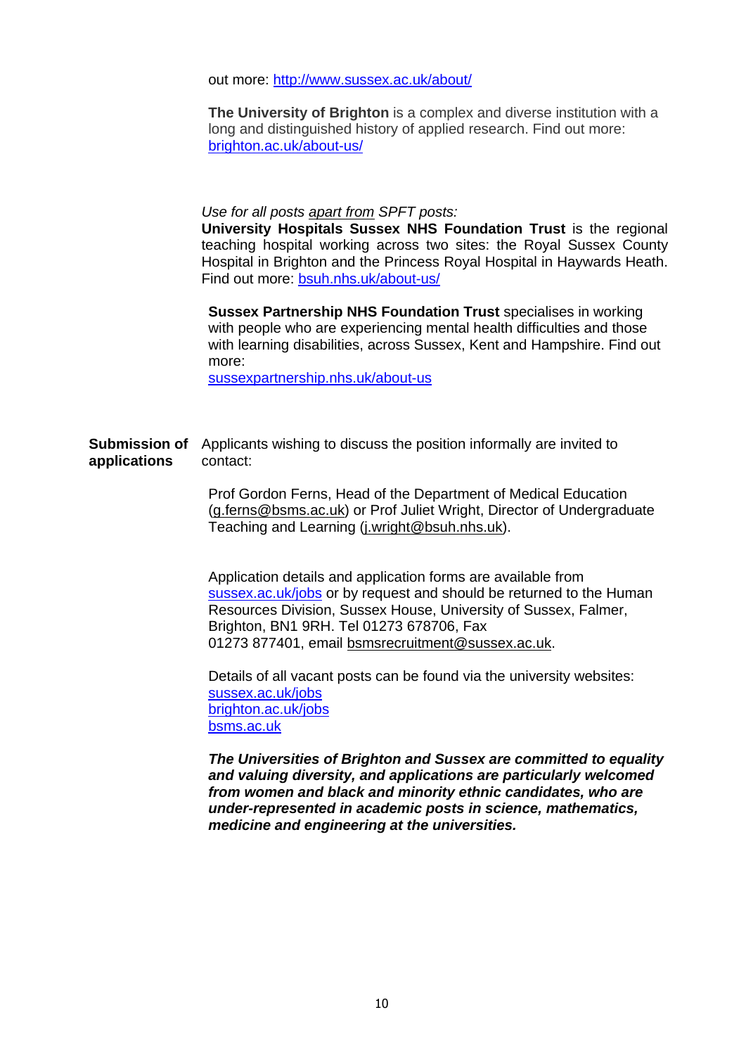out more: http://www.sussex.ac.uk/about/

**The University of Brighton** is a complex and diverse institution with a long and distinguished history of applied research. Find out more: brighton.ac.uk/about-us/

*Use for all posts apart from SPFT posts:*

**University Hospitals Sussex NHS Foundation Trust** is the regional teaching hospital working across two sites: the Royal Sussex County Hospital in Brighton and the Princess Royal Hospital in Haywards Heath. Find out more: bsuh.nhs.uk/about-us/

**Sussex Partnership NHS Foundation Trust** specialises in working with people who are experiencing mental health difficulties and those with learning disabilities, across Sussex, Kent and Hampshire. Find out more:
sussexpartnership.nhs.uk/about-us

**Submission of applications**

Applicants wishing to discuss the position informally are invited to contact:

Prof Gordon Ferns, Head of the Department of Medical Education (g.ferns@bsms.ac.uk) or Prof Juliet Wright, Director of Undergraduate Teaching and Learning (j.wright@bsuh.nhs.uk).

Application details and application forms are available from sussex.ac.uk/jobs or by request and should be returned to the Human Resources Division, Sussex House, University of Sussex, Falmer, Brighton, BN1 9RH. Tel 01273 678706, Fax 01273 877401, email bsmsrecruitment@sussex.ac.uk.

Details of all vacant posts can be found via the university websites:
sussex.ac.uk/jobs
brighton.ac.uk/jobs
bsms.ac.uk

***The Universities of Brighton and Sussex are committed to equality and valuing diversity, and applications are particularly welcomed from women and black and minority ethnic candidates, who are under-represented in academic posts in science, mathematics, medicine and engineering at the universities.***